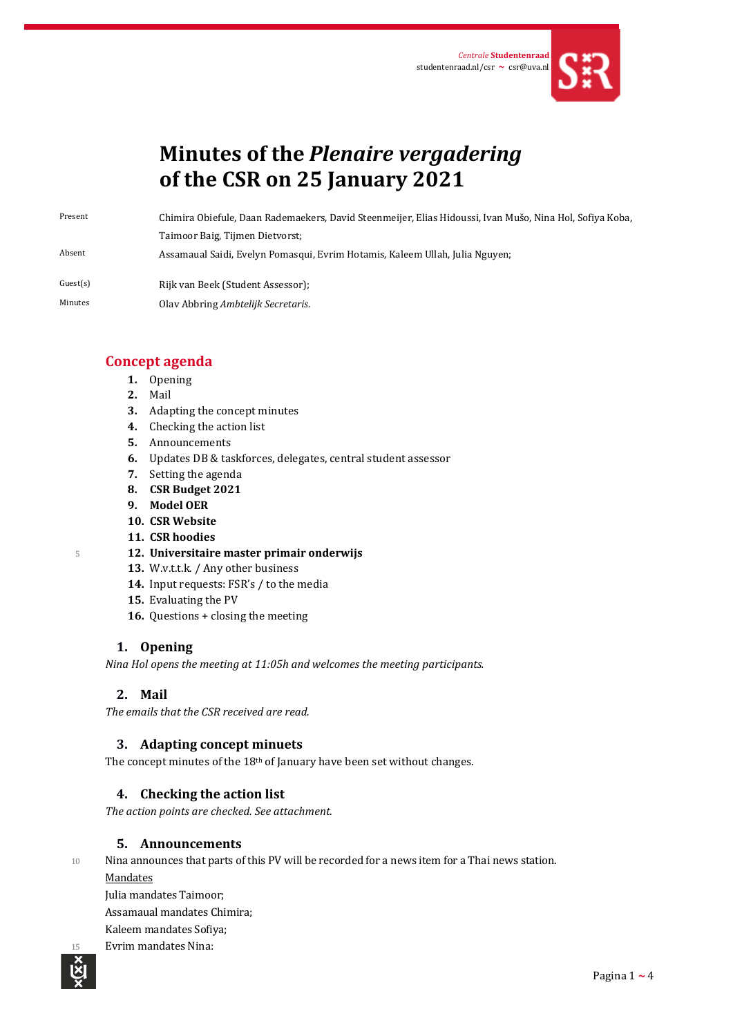*Centrale* **Studentenraad**
studentenraad.nl/csr ~ csr@uva.nl

# Minutes of the *Plenaire vergadering* of the CSR on 25 January 2021

| | |
|---|---|
| Present | Chimira Obiefule, Daan Rademaekers, David Steenmeijer, Elias Hidoussi, Ivan Mušo, Nina Hol, Sofiya Koba, Taimoor Baig, Tijmen Dietvorst; |
| Absent | Assamaual Saidi, Evelyn Pomasqui, Evrim Hotamis, Kaleem Ullah, Julia Nguyen; |
| Guest(s) | Rijk van Beek (Student Assessor); |
| Minutes | Olav Abbring *Ambtelijk Secretaris*. |

## Concept agenda

1. Opening
2. Mail
3. Adapting the concept minutes
4. Checking the action list
5. Announcements
6. Updates DB & taskforces, delegates, central student assessor
7. Setting the agenda
8. **CSR Budget 2021**
9. **Model OER**
10. **CSR Website**
11. **CSR hoodies**
12. **Universitaire master primair onderwijs**
13. W.v.t.t.k. / Any other business
14. Input requests: FSR's / to the media
15. Evaluating the PV
16. Questions + closing the meeting

### 1. Opening

*Nina Hol opens the meeting at 11:05h and welcomes the meeting participants.*

### 2. Mail

*The emails that the CSR received are read.*

### 3. Adapting concept minuets

The concept minutes of the 18th of January have been set without changes.

### 4. Checking the action list

*The action points are checked. See attachment.*

### 5. Announcements

Nina announces that parts of this PV will be recorded for a news item for a Thai news station.

Mandates

Julia mandates Taimoor;

Assamaual mandates Chimira;

Kaleem mandates Sofiya;

Evrim mandates Nina: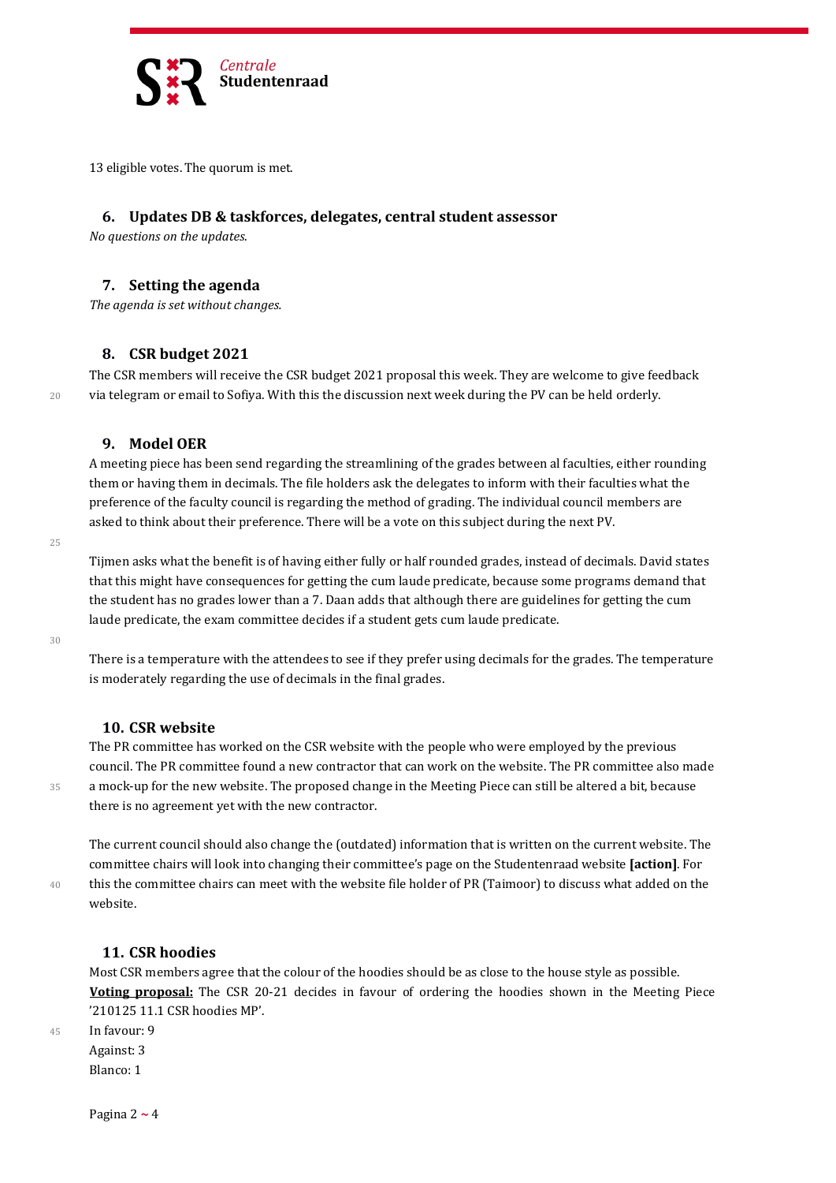13 eligible votes. The quorum is met.

## 6. Updates DB & taskforces, delegates, central student assessor

*No questions on the updates.*

## 7. Setting the agenda

*The agenda is set without changes.*

## 8. CSR budget 2021

The CSR members will receive the CSR budget 2021 proposal this week. They are welcome to give feedback via telegram or email to Sofiya. With this the discussion next week during the PV can be held orderly.

## 9. Model OER

A meeting piece has been send regarding the streamlining of the grades between al faculties, either rounding them or having them in decimals. The file holders ask the delegates to inform with their faculties what the preference of the faculty council is regarding the method of grading. The individual council members are asked to think about their preference. There will be a vote on this subject during the next PV.

Tijmen asks what the benefit is of having either fully or half rounded grades, instead of decimals. David states that this might have consequences for getting the cum laude predicate, because some programs demand that the student has no grades lower than a 7. Daan adds that although there are guidelines for getting the cum laude predicate, the exam committee decides if a student gets cum laude predicate.

There is a temperature with the attendees to see if they prefer using decimals for the grades. The temperature is moderately regarding the use of decimals in the final grades.

## 10. CSR website

The PR committee has worked on the CSR website with the people who were employed by the previous council. The PR committee found a new contractor that can work on the website. The PR committee also made a mock-up for the new website. The proposed change in the Meeting Piece can still be altered a bit, because there is no agreement yet with the new contractor.

The current council should also change the (outdated) information that is written on the current website. The committee chairs will look into changing their committee's page on the Studentenraad website **[action]**. For this the committee chairs can meet with the website file holder of PR (Taimoor) to discuss what added on the website.

## 11. CSR hoodies

Most CSR members agree that the colour of the hoodies should be as close to the house style as possible.
**Voting proposal:** The CSR 20-21 decides in favour of ordering the hoodies shown in the Meeting Piece '210125 11.1 CSR hoodies MP'.
In favour: 9
Against: 3
Blanco: 1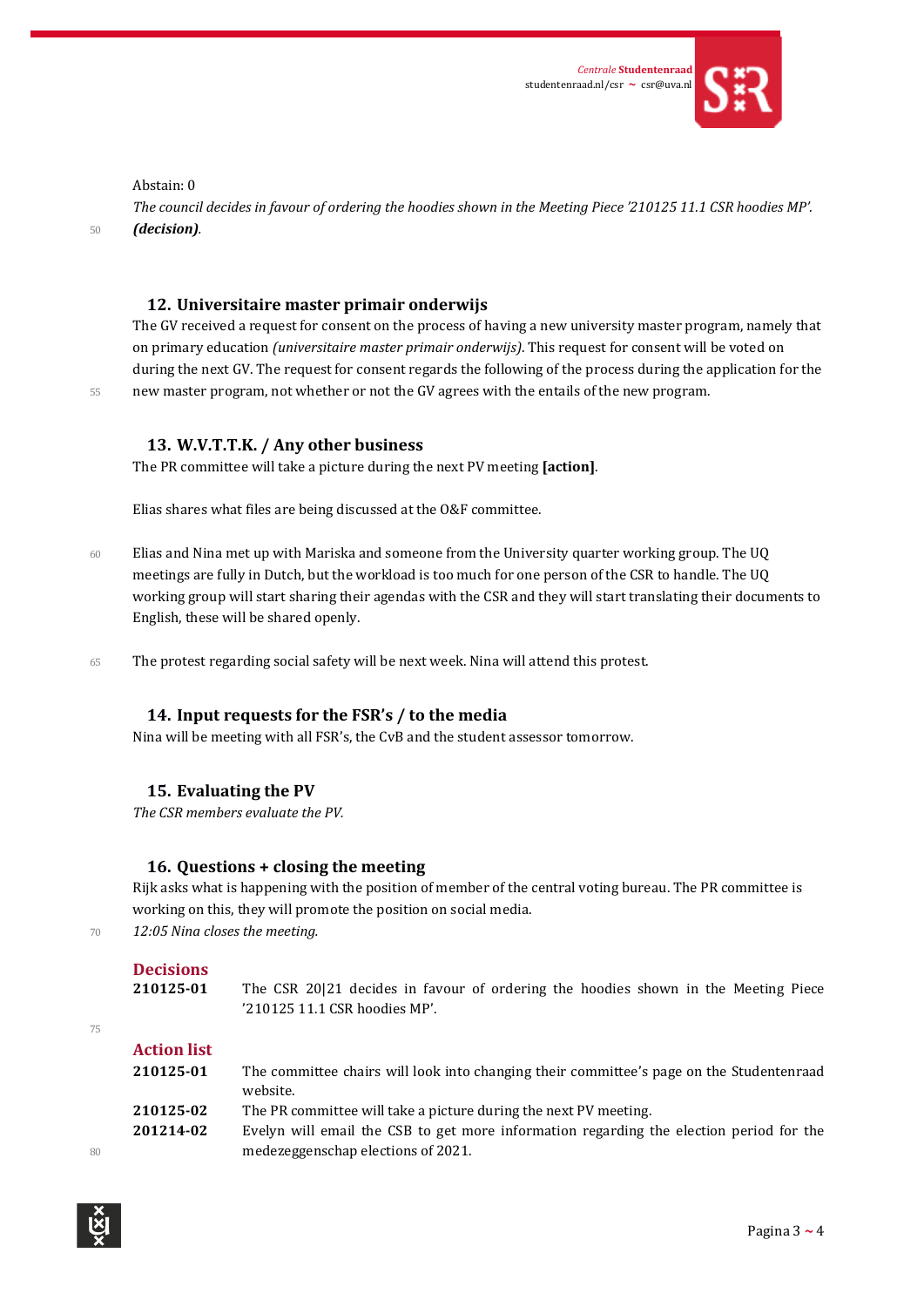Abstain: 0

*The council decides in favour of ordering the hoodies shown in the Meeting Piece '210125 11.1 CSR hoodies MP'.* ***(decision)***.

## 12. Universitaire master primair onderwijs

The GV received a request for consent on the process of having a new university master program, namely that on primary education *(universitaire master primair onderwijs)*. This request for consent will be voted on during the next GV. The request for consent regards the following of the process during the application for the new master program, not whether or not the GV agrees with the entails of the new program.

## 13. W.V.T.T.K. / Any other business

The PR committee will take a picture during the next PV meeting **[action]**.

Elias shares what files are being discussed at the O&F committee.

Elias and Nina met up with Mariska and someone from the University quarter working group. The UQ meetings are fully in Dutch, but the workload is too much for one person of the CSR to handle. The UQ working group will start sharing their agendas with the CSR and they will start translating their documents to English, these will be shared openly.

The protest regarding social safety will be next week. Nina will attend this protest.

## 14. Input requests for the FSR's / to the media

Nina will be meeting with all FSR's, the CvB and the student assessor tomorrow.

## 15. Evaluating the PV

*The CSR members evaluate the PV.*

## 16. Questions + closing the meeting

Rijk asks what is happening with the position of member of the central voting bureau. The PR committee is working on this, they will promote the position on social media.

*12:05 Nina closes the meeting.*

## Decisions

| | |
|---|---|
| **210125-01** | The CSR 20\|21 decides in favour of ordering the hoodies shown in the Meeting Piece '210125 11.1 CSR hoodies MP'. |

## Action list

| | |
|---|---|
| **210125-01** | The committee chairs will look into changing their committee's page on the Studentenraad website. |
| **210125-02** | The PR committee will take a picture during the next PV meeting. |
| **201214-02** | Evelyn will email the CSB to get more information regarding the election period for the medezeggenschap elections of 2021. |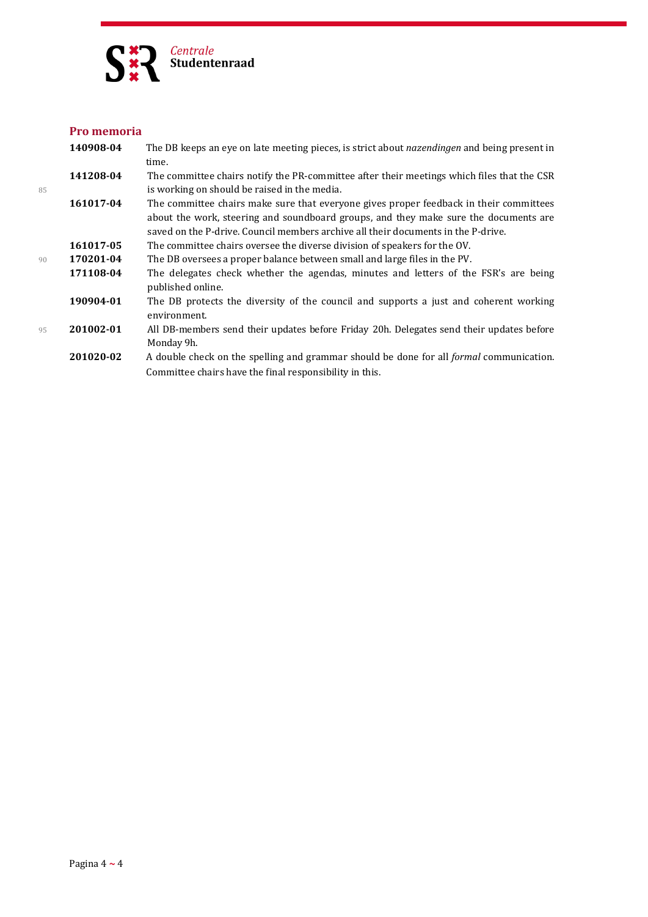## Pro memoria

| | |
|---|---|
| **140908-04** | The DB keeps an eye on late meeting pieces, is strict about *nazendingen* and being present in time. |
| **141208-04** | The committee chairs notify the PR-committee after their meetings which files that the CSR is working on should be raised in the media. |
| **161017-04** | The committee chairs make sure that everyone gives proper feedback in their committees about the work, steering and soundboard groups, and they make sure the documents are saved on the P-drive. Council members archive all their documents in the P-drive. |
| **161017-05** | The committee chairs oversee the diverse division of speakers for the OV. |
| **170201-04** | The DB oversees a proper balance between small and large files in the PV. |
| **171108-04** | The delegates check whether the agendas, minutes and letters of the FSR's are being published online. |
| **190904-01** | The DB protects the diversity of the council and supports a just and coherent working environment. |
| **201002-01** | All DB-members send their updates before Friday 20h. Delegates send their updates before Monday 9h. |
| **201020-02** | A double check on the spelling and grammar should be done for all *formal* communication. Committee chairs have the final responsibility in this. |